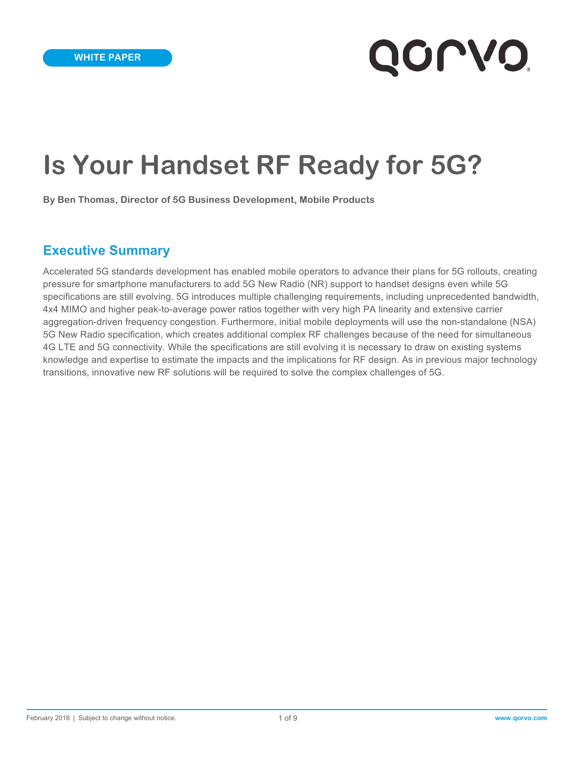WHITE PAPER

# Is Your Handset RF Ready for 5G?

**By Ben Thomas, Director of 5G Business Development, Mobile Products**

## Executive Summary

Accelerated 5G standards development has enabled mobile operators to advance their plans for 5G rollouts, creating pressure for smartphone manufacturers to add 5G New Radio (NR) support to handset designs even while 5G specifications are still evolving. 5G introduces multiple challenging requirements, including unprecedented bandwidth, 4x4 MIMO and higher peak-to-average power ratios together with very high PA linearity and extensive carrier aggregation-driven frequency congestion. Furthermore, initial mobile deployments will use the non-standalone (NSA) 5G New Radio specification, which creates additional complex RF challenges because of the need for simultaneous 4G LTE and 5G connectivity. While the specifications are still evolving it is necessary to draw on existing systems knowledge and expertise to estimate the impacts and the implications for RF design. As in previous major technology transitions, innovative new RF solutions will be required to solve the complex challenges of 5G.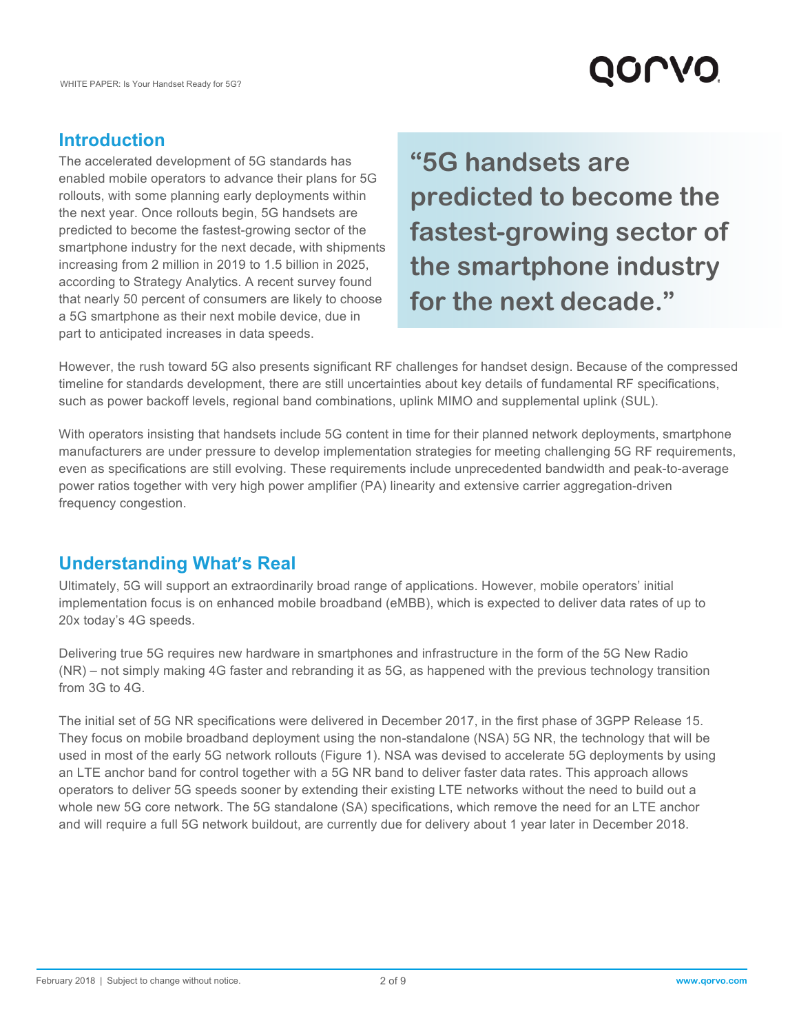## Introduction

The accelerated development of 5G standards has enabled mobile operators to advance their plans for 5G rollouts, with some planning early deployments within the next year. Once rollouts begin, 5G handsets are predicted to become the fastest-growing sector of the smartphone industry for the next decade, with shipments increasing from 2 million in 2019 to 1.5 billion in 2025, according to Strategy Analytics. A recent survey found that nearly 50 percent of consumers are likely to choose a 5G smartphone as their next mobile device, due in part to anticipated increases in data speeds.

> **"5G handsets are predicted to become the fastest-growing sector of the smartphone industry for the next decade."**

However, the rush toward 5G also presents significant RF challenges for handset design. Because of the compressed timeline for standards development, there are still uncertainties about key details of fundamental RF specifications, such as power backoff levels, regional band combinations, uplink MIMO and supplemental uplink (SUL).

With operators insisting that handsets include 5G content in time for their planned network deployments, smartphone manufacturers are under pressure to develop implementation strategies for meeting challenging 5G RF requirements, even as specifications are still evolving. These requirements include unprecedented bandwidth and peak-to-average power ratios together with very high power amplifier (PA) linearity and extensive carrier aggregation-driven frequency congestion.

## Understanding What's Real

Ultimately, 5G will support an extraordinarily broad range of applications. However, mobile operators' initial implementation focus is on enhanced mobile broadband (eMBB), which is expected to deliver data rates of up to 20x today's 4G speeds.

Delivering true 5G requires new hardware in smartphones and infrastructure in the form of the 5G New Radio (NR) – not simply making 4G faster and rebranding it as 5G, as happened with the previous technology transition from 3G to 4G.

The initial set of 5G NR specifications were delivered in December 2017, in the first phase of 3GPP Release 15. They focus on mobile broadband deployment using the non-standalone (NSA) 5G NR, the technology that will be used in most of the early 5G network rollouts (Figure 1). NSA was devised to accelerate 5G deployments by using an LTE anchor band for control together with a 5G NR band to deliver faster data rates. This approach allows operators to deliver 5G speeds sooner by extending their existing LTE networks without the need to build out a whole new 5G core network. The 5G standalone (SA) specifications, which remove the need for an LTE anchor and will require a full 5G network buildout, are currently due for delivery about 1 year later in December 2018.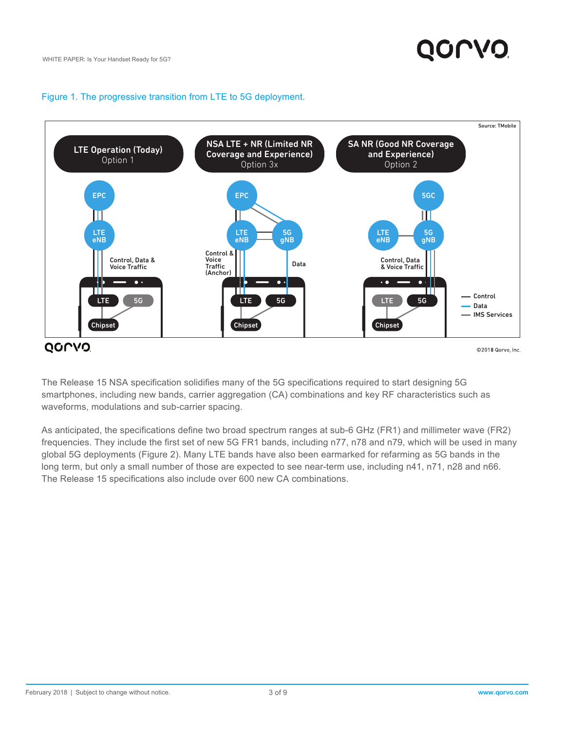Figure 1. The progressive transition from LTE to 5G deployment.

The Release 15 NSA specification solidifies many of the 5G specifications required to start designing 5G smartphones, including new bands, carrier aggregation (CA) combinations and key RF characteristics such as waveforms, modulations and sub-carrier spacing.

As anticipated, the specifications define two broad spectrum ranges at sub-6 GHz (FR1) and millimeter wave (FR2) frequencies. They include the first set of new 5G FR1 bands, including n77, n78 and n79, which will be used in many global 5G deployments (Figure 2). Many LTE bands have also been earmarked for refarming as 5G bands in the long term, but only a small number of those are expected to see near-term use, including n41, n71, n28 and n66. The Release 15 specifications also include over 600 new CA combinations.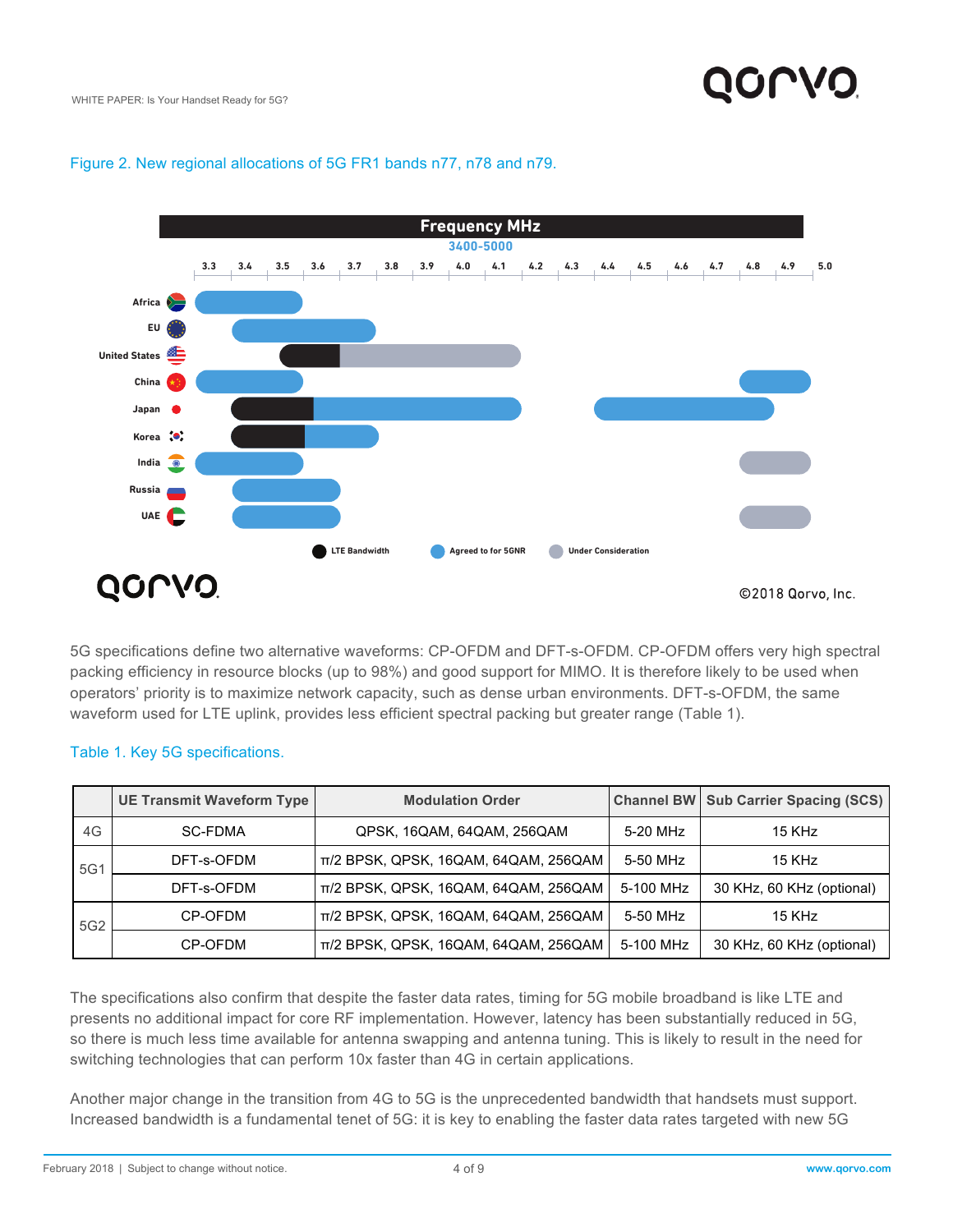Figure 2. New regional allocations of 5G FR1 bands n77, n78 and n79.

5G specifications define two alternative waveforms: CP-OFDM and DFT-s-OFDM. CP-OFDM offers very high spectral packing efficiency in resource blocks (up to 98%) and good support for MIMO. It is therefore likely to be used when operators' priority is to maximize network capacity, such as dense urban environments. DFT-s-OFDM, the same waveform used for LTE uplink, provides less efficient spectral packing but greater range (Table 1).

Table 1. Key 5G specifications.

| | UE Transmit Waveform Type | Modulation Order | Channel BW | Sub Carrier Spacing (SCS) |
|---|---|---|---|---|
| 4G | SC-FDMA | QPSK, 16QAM, 64QAM, 256QAM | 5-20 MHz | 15 KHz |
| 5G1 | DFT-s-OFDM | π/2 BPSK, QPSK, 16QAM, 64QAM, 256QAM | 5-50 MHz | 15 KHz |
| | DFT-s-OFDM | π/2 BPSK, QPSK, 16QAM, 64QAM, 256QAM | 5-100 MHz | 30 KHz, 60 KHz (optional) |
| 5G2 | CP-OFDM | π/2 BPSK, QPSK, 16QAM, 64QAM, 256QAM | 5-50 MHz | 15 KHz |
| | CP-OFDM | π/2 BPSK, QPSK, 16QAM, 64QAM, 256QAM | 5-100 MHz | 30 KHz, 60 KHz (optional) |

The specifications also confirm that despite the faster data rates, timing for 5G mobile broadband is like LTE and presents no additional impact for core RF implementation. However, latency has been substantially reduced in 5G, so there is much less time available for antenna swapping and antenna tuning. This is likely to result in the need for switching technologies that can perform 10x faster than 4G in certain applications.

Another major change in the transition from 4G to 5G is the unprecedented bandwidth that handsets must support. Increased bandwidth is a fundamental tenet of 5G: it is key to enabling the faster data rates targeted with new 5G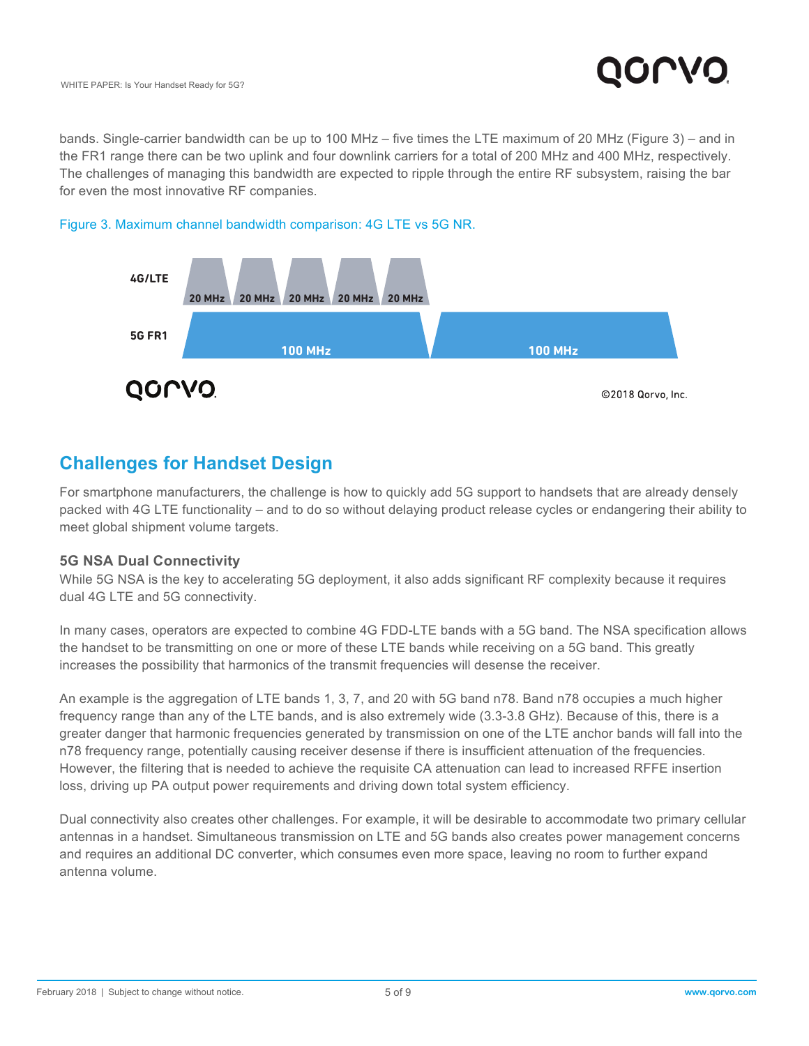bands. Single-carrier bandwidth can be up to 100 MHz – five times the LTE maximum of 20 MHz (Figure 3) – and in the FR1 range there can be two uplink and four downlink carriers for a total of 200 MHz and 400 MHz, respectively. The challenges of managing this bandwidth are expected to ripple through the entire RF subsystem, raising the bar for even the most innovative RF companies.

Figure 3. Maximum channel bandwidth comparison: 4G LTE vs 5G NR.

## Challenges for Handset Design

For smartphone manufacturers, the challenge is how to quickly add 5G support to handsets that are already densely packed with 4G LTE functionality – and to do so without delaying product release cycles or endangering their ability to meet global shipment volume targets.

### 5G NSA Dual Connectivity

While 5G NSA is the key to accelerating 5G deployment, it also adds significant RF complexity because it requires dual 4G LTE and 5G connectivity.

In many cases, operators are expected to combine 4G FDD-LTE bands with a 5G band. The NSA specification allows the handset to be transmitting on one or more of these LTE bands while receiving on a 5G band. This greatly increases the possibility that harmonics of the transmit frequencies will desense the receiver.

An example is the aggregation of LTE bands 1, 3, 7, and 20 with 5G band n78. Band n78 occupies a much higher frequency range than any of the LTE bands, and is also extremely wide (3.3-3.8 GHz). Because of this, there is a greater danger that harmonic frequencies generated by transmission on one of the LTE anchor bands will fall into the n78 frequency range, potentially causing receiver desense if there is insufficient attenuation of the frequencies. However, the filtering that is needed to achieve the requisite CA attenuation can lead to increased RFFE insertion loss, driving up PA output power requirements and driving down total system efficiency.

Dual connectivity also creates other challenges. For example, it will be desirable to accommodate two primary cellular antennas in a handset. Simultaneous transmission on LTE and 5G bands also creates power management concerns and requires an additional DC converter, which consumes even more space, leaving no room to further expand antenna volume.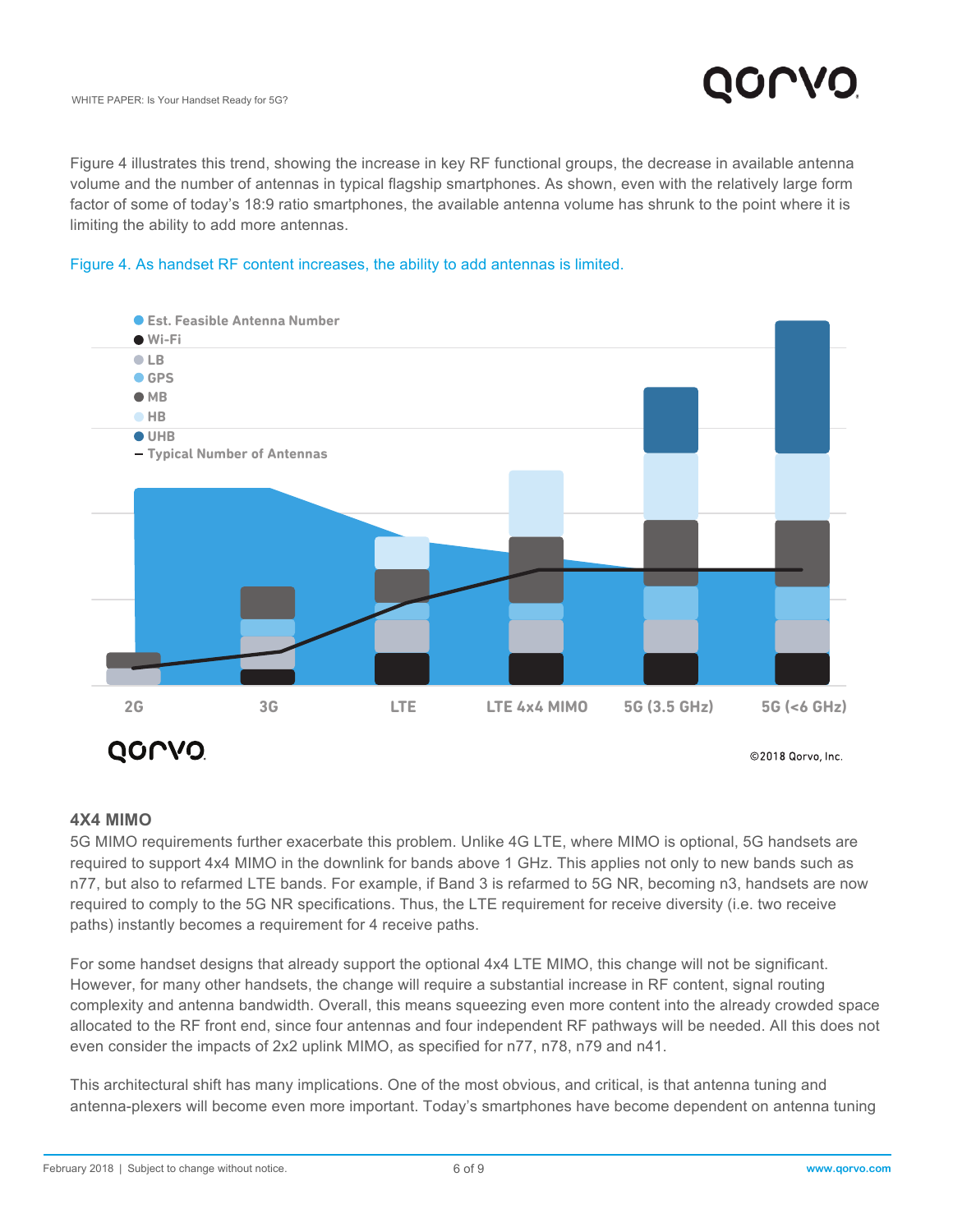Figure 4 illustrates this trend, showing the increase in key RF functional groups, the decrease in available antenna volume and the number of antennas in typical flagship smartphones. As shown, even with the relatively large form factor of some of today's 18:9 ratio smartphones, the available antenna volume has shrunk to the point where it is limiting the ability to add more antennas.

Figure 4. As handset RF content increases, the ability to add antennas is limited.

## 4X4 MIMO

5G MIMO requirements further exacerbate this problem. Unlike 4G LTE, where MIMO is optional, 5G handsets are required to support 4x4 MIMO in the downlink for bands above 1 GHz. This applies not only to new bands such as n77, but also to refarmed LTE bands. For example, if Band 3 is refarmed to 5G NR, becoming n3, handsets are now required to comply to the 5G NR specifications. Thus, the LTE requirement for receive diversity (i.e. two receive paths) instantly becomes a requirement for 4 receive paths.

For some handset designs that already support the optional 4x4 LTE MIMO, this change will not be significant. However, for many other handsets, the change will require a substantial increase in RF content, signal routing complexity and antenna bandwidth. Overall, this means squeezing even more content into the already crowded space allocated to the RF front end, since four antennas and four independent RF pathways will be needed. All this does not even consider the impacts of 2x2 uplink MIMO, as specified for n77, n78, n79 and n41.

This architectural shift has many implications. One of the most obvious, and critical, is that antenna tuning and antenna-plexers will become even more important. Today's smartphones have become dependent on antenna tuning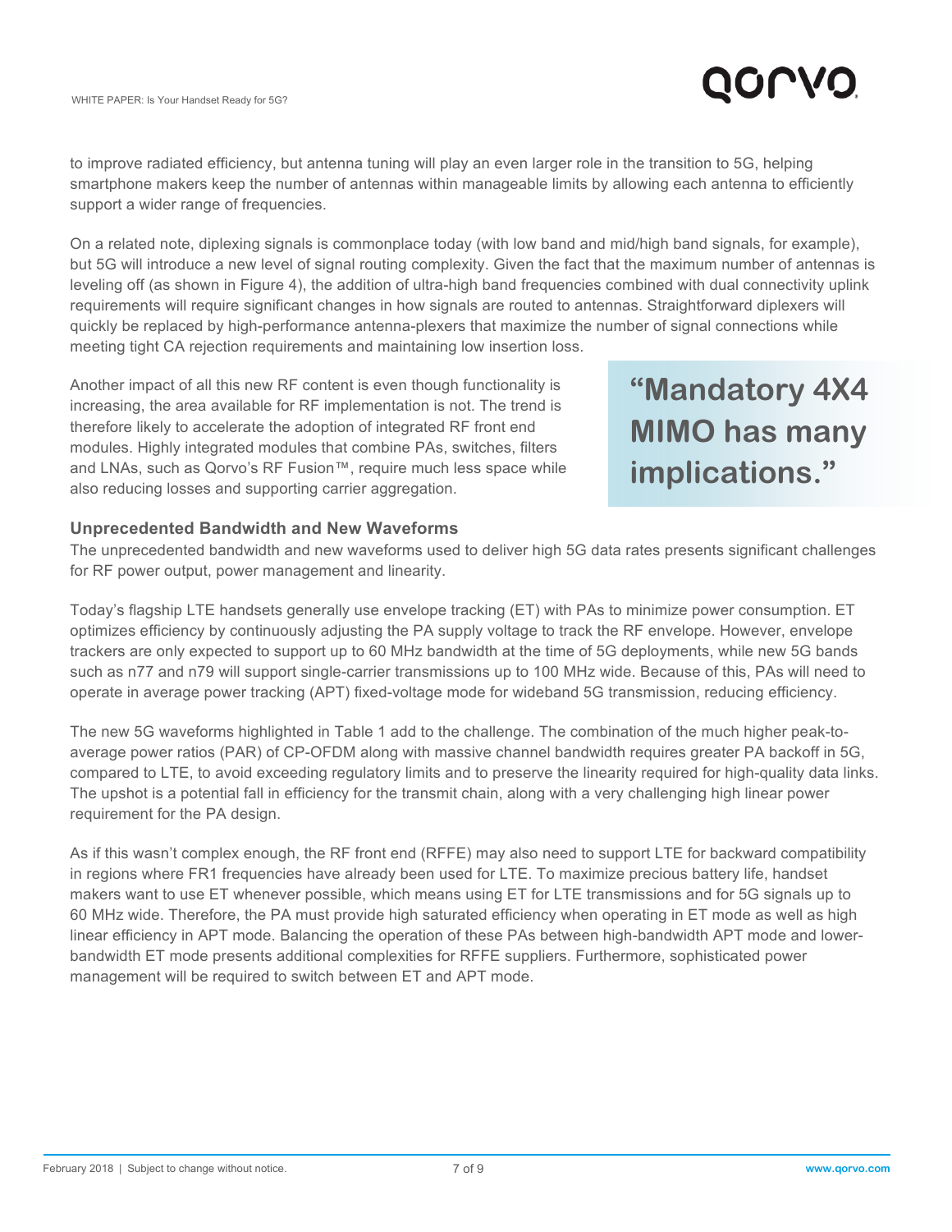to improve radiated efficiency, but antenna tuning will play an even larger role in the transition to 5G, helping smartphone makers keep the number of antennas within manageable limits by allowing each antenna to efficiently support a wider range of frequencies.

On a related note, diplexing signals is commonplace today (with low band and mid/high band signals, for example), but 5G will introduce a new level of signal routing complexity. Given the fact that the maximum number of antennas is leveling off (as shown in Figure 4), the addition of ultra-high band frequencies combined with dual connectivity uplink requirements will require significant changes in how signals are routed to antennas. Straightforward diplexers will quickly be replaced by high-performance antenna-plexers that maximize the number of signal connections while meeting tight CA rejection requirements and maintaining low insertion loss.

Another impact of all this new RF content is even though functionality is increasing, the area available for RF implementation is not. The trend is therefore likely to accelerate the adoption of integrated RF front end modules. Highly integrated modules that combine PAs, switches, filters and LNAs, such as Qorvo's RF Fusion™, require much less space while also reducing losses and supporting carrier aggregation.

> **"Mandatory 4X4 MIMO has many implications."**

### Unprecedented Bandwidth and New Waveforms

The unprecedented bandwidth and new waveforms used to deliver high 5G data rates presents significant challenges for RF power output, power management and linearity.

Today's flagship LTE handsets generally use envelope tracking (ET) with PAs to minimize power consumption. ET optimizes efficiency by continuously adjusting the PA supply voltage to track the RF envelope. However, envelope trackers are only expected to support up to 60 MHz bandwidth at the time of 5G deployments, while new 5G bands such as n77 and n79 will support single-carrier transmissions up to 100 MHz wide. Because of this, PAs will need to operate in average power tracking (APT) fixed-voltage mode for wideband 5G transmission, reducing efficiency.

The new 5G waveforms highlighted in Table 1 add to the challenge. The combination of the much higher peak-to-average power ratios (PAR) of CP-OFDM along with massive channel bandwidth requires greater PA backoff in 5G, compared to LTE, to avoid exceeding regulatory limits and to preserve the linearity required for high-quality data links. The upshot is a potential fall in efficiency for the transmit chain, along with a very challenging high linear power requirement for the PA design.

As if this wasn't complex enough, the RF front end (RFFE) may also need to support LTE for backward compatibility in regions where FR1 frequencies have already been used for LTE. To maximize precious battery life, handset makers want to use ET whenever possible, which means using ET for LTE transmissions and for 5G signals up to 60 MHz wide. Therefore, the PA must provide high saturated efficiency when operating in ET mode as well as high linear efficiency in APT mode. Balancing the operation of these PAs between high-bandwidth APT mode and lower-bandwidth ET mode presents additional complexities for RFFE suppliers. Furthermore, sophisticated power management will be required to switch between ET and APT mode.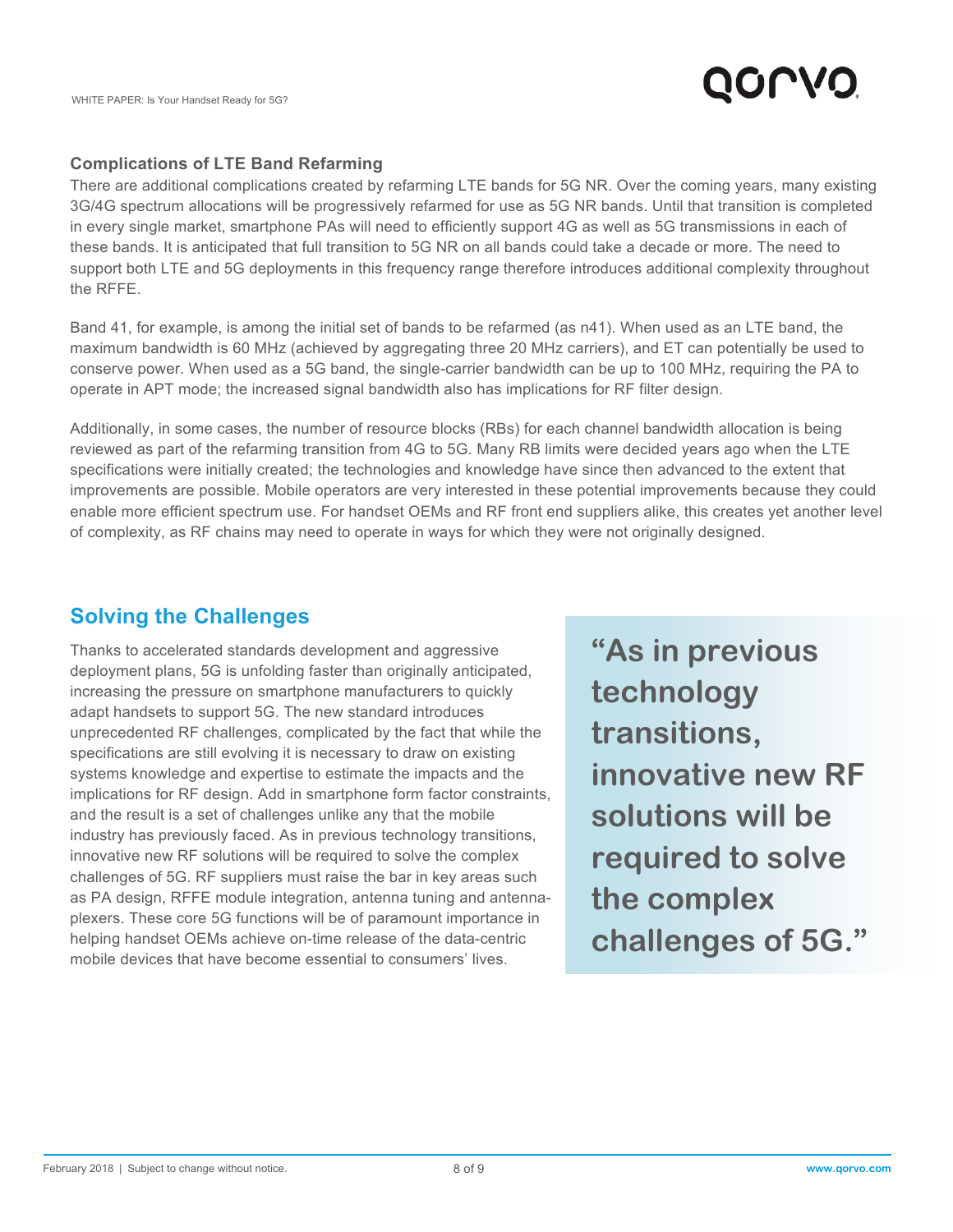### Complications of LTE Band Refarming

There are additional complications created by refarming LTE bands for 5G NR. Over the coming years, many existing 3G/4G spectrum allocations will be progressively refarmed for use as 5G NR bands. Until that transition is completed in every single market, smartphone PAs will need to efficiently support 4G as well as 5G transmissions in each of these bands. It is anticipated that full transition to 5G NR on all bands could take a decade or more. The need to support both LTE and 5G deployments in this frequency range therefore introduces additional complexity throughout the RFFE.

Band 41, for example, is among the initial set of bands to be refarmed (as n41). When used as an LTE band, the maximum bandwidth is 60 MHz (achieved by aggregating three 20 MHz carriers), and ET can potentially be used to conserve power. When used as a 5G band, the single-carrier bandwidth can be up to 100 MHz, requiring the PA to operate in APT mode; the increased signal bandwidth also has implications for RF filter design.

Additionally, in some cases, the number of resource blocks (RBs) for each channel bandwidth allocation is being reviewed as part of the refarming transition from 4G to 5G. Many RB limits were decided years ago when the LTE specifications were initially created; the technologies and knowledge have since then advanced to the extent that improvements are possible. Mobile operators are very interested in these potential improvements because they could enable more efficient spectrum use. For handset OEMs and RF front end suppliers alike, this creates yet another level of complexity, as RF chains may need to operate in ways for which they were not originally designed.

## Solving the Challenges

Thanks to accelerated standards development and aggressive deployment plans, 5G is unfolding faster than originally anticipated, increasing the pressure on smartphone manufacturers to quickly adapt handsets to support 5G. The new standard introduces unprecedented RF challenges, complicated by the fact that while the specifications are still evolving it is necessary to draw on existing systems knowledge and expertise to estimate the impacts and the implications for RF design. Add in smartphone form factor constraints, and the result is a set of challenges unlike any that the mobile industry has previously faced. As in previous technology transitions, innovative new RF solutions will be required to solve the complex challenges of 5G. RF suppliers must raise the bar in key areas such as PA design, RFFE module integration, antenna tuning and antennaplexers. These core 5G functions will be of paramount importance in helping handset OEMs achieve on-time release of the data-centric mobile devices that have become essential to consumers' lives.

> **"As in previous technology transitions, innovative new RF solutions will be required to solve the complex challenges of 5G."**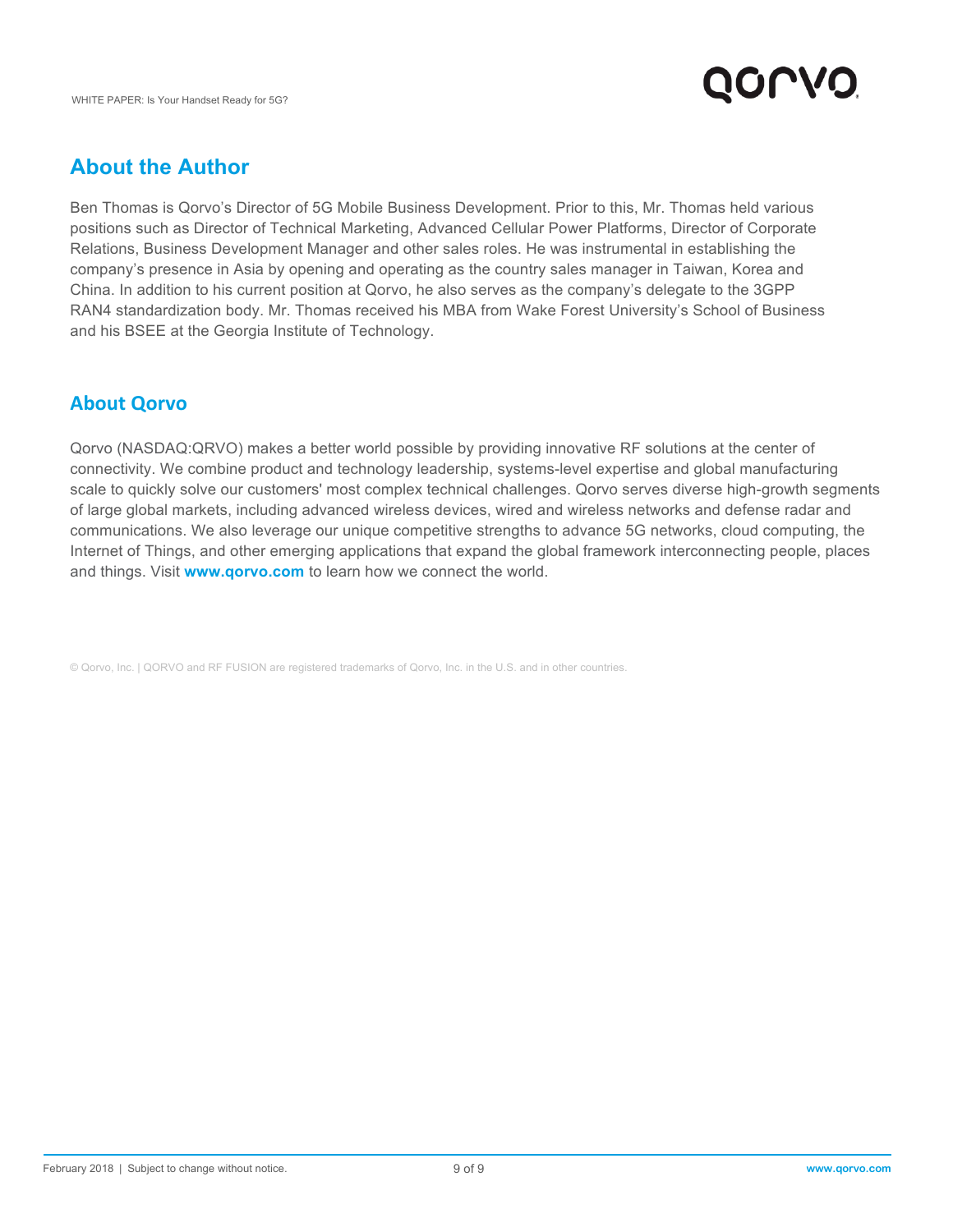## About the Author

Ben Thomas is Qorvo's Director of 5G Mobile Business Development. Prior to this, Mr. Thomas held various positions such as Director of Technical Marketing, Advanced Cellular Power Platforms, Director of Corporate Relations, Business Development Manager and other sales roles. He was instrumental in establishing the company's presence in Asia by opening and operating as the country sales manager in Taiwan, Korea and China. In addition to his current position at Qorvo, he also serves as the company's delegate to the 3GPP RAN4 standardization body. Mr. Thomas received his MBA from Wake Forest University's School of Business and his BSEE at the Georgia Institute of Technology.

## About Qorvo

Qorvo (NASDAQ:QRVO) makes a better world possible by providing innovative RF solutions at the center of connectivity. We combine product and technology leadership, systems-level expertise and global manufacturing scale to quickly solve our customers' most complex technical challenges. Qorvo serves diverse high-growth segments of large global markets, including advanced wireless devices, wired and wireless networks and defense radar and communications. We also leverage our unique competitive strengths to advance 5G networks, cloud computing, the Internet of Things, and other emerging applications that expand the global framework interconnecting people, places and things. Visit **www.qorvo.com** to learn how we connect the world.

© Qorvo, Inc. | QORVO and RF FUSION are registered trademarks of Qorvo, Inc. in the U.S. and in other countries.